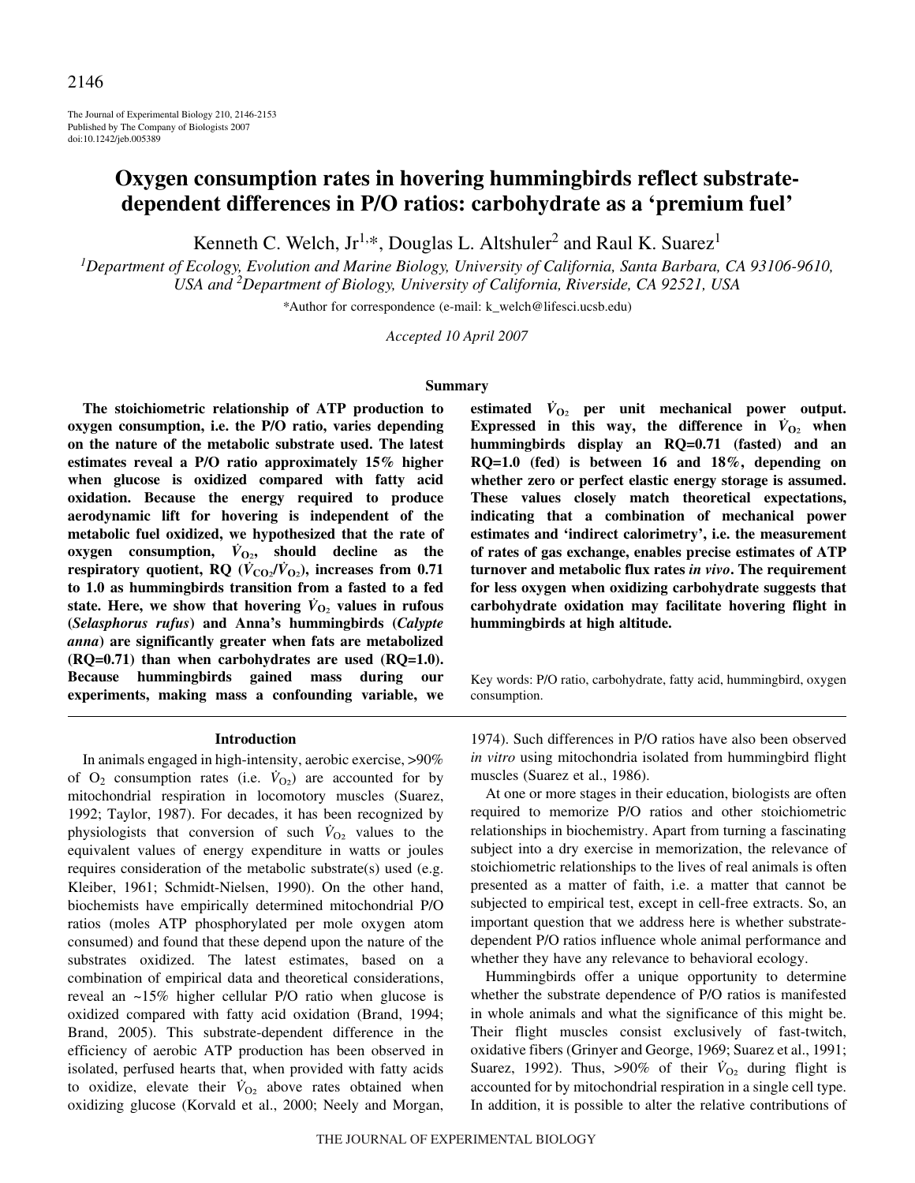# Oxygen consumption rates in hovering hummingbirds reflect substrate-dependent differences in P/O ratios: carbohydrate as a 'premium fuel'

Kenneth C. Welch, Jr[1,*], Douglas L. Altshuler[2] and Raul K. Suarez[1]

[1]*Department of Ecology, Evolution and Marine Biology, University of California, Santa Barbara, CA 93106-9610, USA and* [2]*Department of Biology, University of California, Riverside, CA 92521, USA*

*Author for correspondence (e-mail: k_welch@lifesci.ucsb.edu)

*Accepted 10 April 2007*

## Summary

**The stoichiometric relationship of ATP production to oxygen consumption, i.e. the P/O ratio, varies depending on the nature of the metabolic substrate used. The latest estimates reveal a P/O ratio approximately 15% higher when glucose is oxidized compared with fatty acid oxidation. Because the energy required to produce aerodynamic lift for hovering is independent of the metabolic fuel oxidized, we hypothesized that the rate of oxygen consumption, $\dot{V}_{O_2}$, should decline as the respiratory quotient, RQ ($\dot{V}_{CO_2}/\dot{V}_{O_2}$), increases from 0.71 to 1.0 as hummingbirds transition from a fasted to a fed state. Here, we show that hovering $\dot{V}_{O_2}$ values in rufous (*Selasphorus rufus*) and Anna's hummingbirds (*Calypte anna*) are significantly greater when fats are metabolized (RQ=0.71) than when carbohydrates are used (RQ=1.0). Because hummingbirds gained mass during our experiments, making mass a confounding variable, we estimated $\dot{V}_{O_2}$ per unit mechanical power output. Expressed in this way, the difference in $\dot{V}_{O_2}$ when hummingbirds display an RQ=0.71 (fasted) and an RQ=1.0 (fed) is between 16 and 18%, depending on whether zero or perfect elastic energy storage is assumed. These values closely match theoretical expectations, indicating that a combination of mechanical power estimates and 'indirect calorimetry', i.e. the measurement of rates of gas exchange, enables precise estimates of ATP turnover and metabolic flux rates *in vivo*. The requirement for less oxygen when oxidizing carbohydrate suggests that carbohydrate oxidation may facilitate hovering flight in hummingbirds at high altitude.**

Key words: P/O ratio, carbohydrate, fatty acid, hummingbird, oxygen consumption.

## Introduction

In animals engaged in high-intensity, aerobic exercise, >90% of $O_2$ consumption rates (i.e. $\dot{V}_{O_2}$) are accounted for by mitochondrial respiration in locomotory muscles (Suarez, 1992; Taylor, 1987). For decades, it has been recognized by physiologists that conversion of such $\dot{V}_{O_2}$ values to the equivalent values of energy expenditure in watts or joules requires consideration of the metabolic substrate(s) used (e.g. Kleiber, 1961; Schmidt-Nielsen, 1990). On the other hand, biochemists have empirically determined mitochondrial P/O ratios (moles ATP phosphorylated per mole oxygen atom consumed) and found that these depend upon the nature of the substrates oxidized. The latest estimates, based on a combination of empirical data and theoretical considerations, reveal an ~15% higher cellular P/O ratio when glucose is oxidized compared with fatty acid oxidation (Brand, 1994; Brand, 2005). This substrate-dependent difference in the efficiency of aerobic ATP production has been observed in isolated, perfused hearts that, when provided with fatty acids to oxidize, elevate their $\dot{V}_{O_2}$ above rates obtained when oxidizing glucose (Korvald et al., 2000; Neely and Morgan, 1974). Such differences in P/O ratios have also been observed *in vitro* using mitochondria isolated from hummingbird flight muscles (Suarez et al., 1986).

At one or more stages in their education, biologists are often required to memorize P/O ratios and other stoichiometric relationships in biochemistry. Apart from turning a fascinating subject into a dry exercise in memorization, the relevance of stoichiometric relationships to the lives of real animals is often presented as a matter of faith, i.e. a matter that cannot be subjected to empirical test, except in cell-free extracts. So, an important question that we address here is whether substrate-dependent P/O ratios influence whole animal performance and whether they have any relevance to behavioral ecology.

Hummingbirds offer a unique opportunity to determine whether the substrate dependence of P/O ratios is manifested in whole animals and what the significance of this might be. Their flight muscles consist exclusively of fast-twitch, oxidative fibers (Grinyer and George, 1969; Suarez et al., 1991; Suarez, 1992). Thus, >90% of their $\dot{V}_{O_2}$ during flight is accounted for by mitochondrial respiration in a single cell type. In addition, it is possible to alter the relative contributions of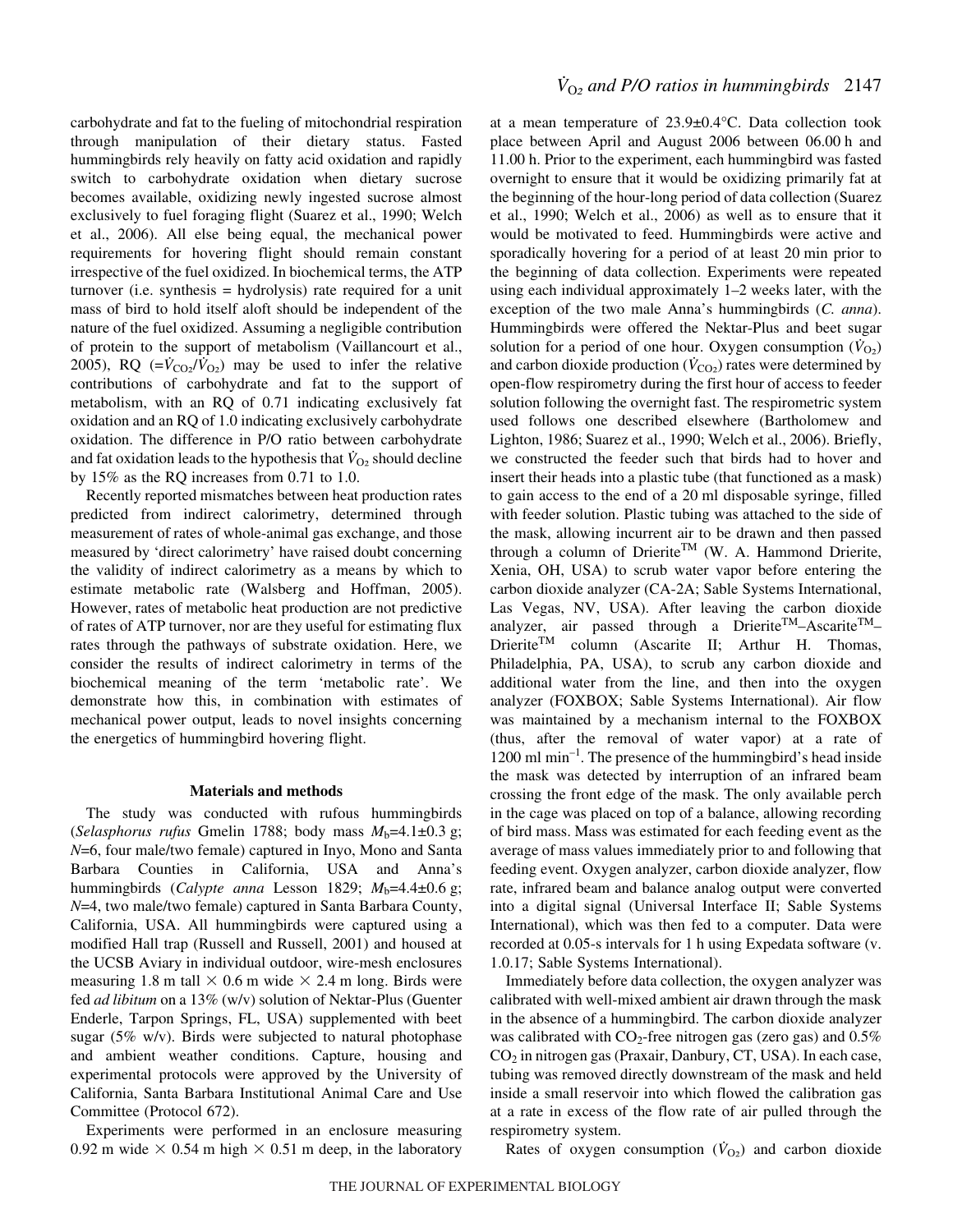carbohydrate and fat to the fueling of mitochondrial respiration through manipulation of their dietary status. Fasted hummingbirds rely heavily on fatty acid oxidation and rapidly switch to carbohydrate oxidation when dietary sucrose becomes available, oxidizing newly ingested sucrose almost exclusively to fuel foraging flight (Suarez et al., 1990; Welch et al., 2006). All else being equal, the mechanical power requirements for hovering flight should remain constant irrespective of the fuel oxidized. In biochemical terms, the ATP turnover (i.e. synthesis = hydrolysis) rate required for a unit mass of bird to hold itself aloft should be independent of the nature of the fuel oxidized. Assuming a negligible contribution of protein to the support of metabolism (Vaillancourt et al., 2005), RQ ($=\dot{V}_{CO_2}/\dot{V}_{O_2}$) may be used to infer the relative contributions of carbohydrate and fat to the support of metabolism, with an RQ of 0.71 indicating exclusively fat oxidation and an RQ of 1.0 indicating exclusively carbohydrate oxidation. The difference in P/O ratio between carbohydrate and fat oxidation leads to the hypothesis that $\dot{V}_{O_2}$ should decline by 15% as the RQ increases from 0.71 to 1.0.

Recently reported mismatches between heat production rates predicted from indirect calorimetry, determined through measurement of rates of whole-animal gas exchange, and those measured by 'direct calorimetry' have raised doubt concerning the validity of indirect calorimetry as a means by which to estimate metabolic rate (Walsberg and Hoffman, 2005). However, rates of metabolic heat production are not predictive of rates of ATP turnover, nor are they useful for estimating flux rates through the pathways of substrate oxidation. Here, we consider the results of indirect calorimetry in terms of the biochemical meaning of the term 'metabolic rate'. We demonstrate how this, in combination with estimates of mechanical power output, leads to novel insights concerning the energetics of hummingbird hovering flight.

## Materials and methods

The study was conducted with rufous hummingbirds (*Selasphorus rufus* Gmelin 1788; body mass $M_b$=4.1±0.3 g; *N*=6, four male/two female) captured in Inyo, Mono and Santa Barbara Counties in California, USA and Anna's hummingbirds (*Calypte anna* Lesson 1829; $M_b$=4.4±0.6 g; *N*=4, two male/two female) captured in Santa Barbara County, California, USA. All hummingbirds were captured using a modified Hall trap (Russell and Russell, 2001) and housed at the UCSB Aviary in individual outdoor, wire-mesh enclosures measuring 1.8 m tall × 0.6 m wide × 2.4 m long. Birds were fed *ad libitum* on a 13% (w/v) solution of Nektar-Plus (Guenter Enderle, Tarpon Springs, FL, USA) supplemented with beet sugar (5% w/v). Birds were subjected to natural photophase and ambient weather conditions. Capture, housing and experimental protocols were approved by the University of California, Santa Barbara Institutional Animal Care and Use Committee (Protocol 672).

Experiments were performed in an enclosure measuring 0.92 m wide × 0.54 m high × 0.51 m deep, in the laboratory at a mean temperature of 23.9±0.4°C. Data collection took place between April and August 2006 between 06.00 h and 11.00 h. Prior to the experiment, each hummingbird was fasted overnight to ensure that it would be oxidizing primarily fat at the beginning of the hour-long period of data collection (Suarez et al., 1990; Welch et al., 2006) as well as to ensure that it would be motivated to feed. Hummingbirds were active and sporadically hovering for a period of at least 20 min prior to the beginning of data collection. Experiments were repeated using each individual approximately 1–2 weeks later, with the exception of the two male Anna's hummingbirds (*C. anna*). Hummingbirds were offered the Nektar-Plus and beet sugar solution for a period of one hour. Oxygen consumption ($\dot{V}_{O_2}$) and carbon dioxide production ($\dot{V}_{CO_2}$) rates were determined by open-flow respirometry during the first hour of access to feeder solution following the overnight fast. The respirometric system used follows one described elsewhere (Bartholomew and Lighton, 1986; Suarez et al., 1990; Welch et al., 2006). Briefly, we constructed the feeder such that birds had to hover and insert their heads into a plastic tube (that functioned as a mask) to gain access to the end of a 20 ml disposable syringe, filled with feeder solution. Plastic tubing was attached to the side of the mask, allowing incurrent air to be drawn and then passed through a column of Drierite™ (W. A. Hammond Drierite, Xenia, OH, USA) to scrub water vapor before entering the carbon dioxide analyzer (CA-2A; Sable Systems International, Las Vegas, NV, USA). After leaving the carbon dioxide analyzer, air passed through a Drierite™–Ascarite™–Drierite™ column (Ascarite II; Arthur H. Thomas, Philadelphia, PA, USA), to scrub any carbon dioxide and additional water from the line, and then into the oxygen analyzer (FOXBOX; Sable Systems International). Air flow was maintained by a mechanism internal to the FOXBOX (thus, after the removal of water vapor) at a rate of 1200 ml min$^{-1}$. The presence of the hummingbird's head inside the mask was detected by interruption of an infrared beam crossing the front edge of the mask. The only available perch in the cage was placed on top of a balance, allowing recording of bird mass. Mass was estimated for each feeding event as the average of mass values immediately prior to and following that feeding event. Oxygen analyzer, carbon dioxide analyzer, flow rate, infrared beam and balance analog output were converted into a digital signal (Universal Interface II; Sable Systems International), which was then fed to a computer. Data were recorded at 0.05-s intervals for 1 h using Expedata software (v. 1.0.17; Sable Systems International).

Immediately before data collection, the oxygen analyzer was calibrated with well-mixed ambient air drawn through the mask in the absence of a hummingbird. The carbon dioxide analyzer was calibrated with $CO_2$-free nitrogen gas (zero gas) and 0.5% $CO_2$ in nitrogen gas (Praxair, Danbury, CT, USA). In each case, tubing was removed directly downstream of the mask and held inside a small reservoir into which flowed the calibration gas at a rate in excess of the flow rate of air pulled through the respirometry system.

Rates of oxygen consumption ($\dot{V}_{O_2}$) and carbon dioxide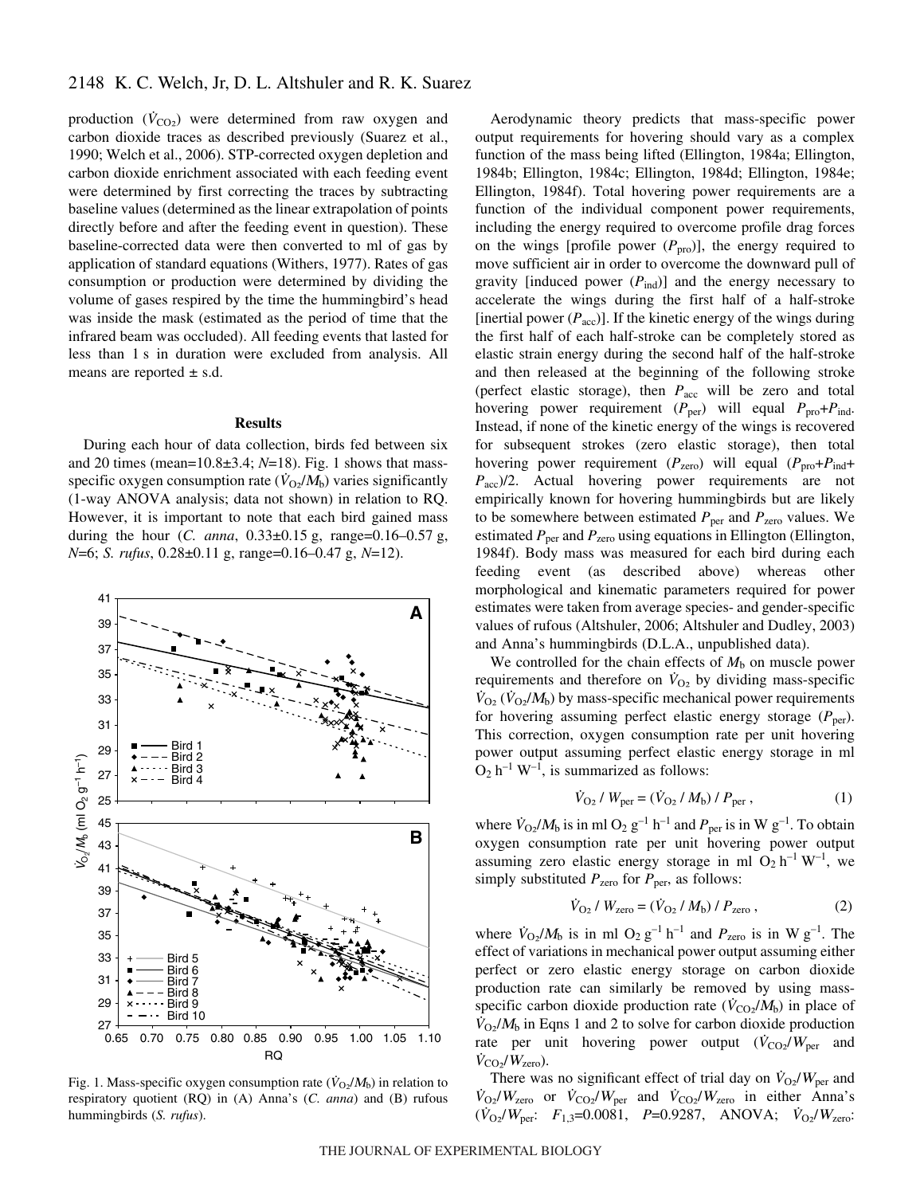production ($\dot{V}_{CO_2}$) were determined from raw oxygen and carbon dioxide traces as described previously (Suarez et al., 1990; Welch et al., 2006). STP-corrected oxygen depletion and carbon dioxide enrichment associated with each feeding event were determined by first correcting the traces by subtracting baseline values (determined as the linear extrapolation of points directly before and after the feeding event in question). These baseline-corrected data were then converted to ml of gas by application of standard equations (Withers, 1977). Rates of gas consumption or production were determined by dividing the volume of gases respired by the time the hummingbird's head was inside the mask (estimated as the period of time that the infrared beam was occluded). All feeding events that lasted for less than 1 s in duration were excluded from analysis. All means are reported ± s.d.

## Results

During each hour of data collection, birds fed between six and 20 times (mean=10.8±3.4; $N$=18). Fig. 1 shows that mass-specific oxygen consumption rate ($\dot{V}_{O_2}/M_b$) varies significantly (1-way ANOVA analysis; data not shown) in relation to RQ. However, it is important to note that each bird gained mass during the hour (*C. anna*, 0.33±0.15 g, range=0.16–0.57 g, $N$=6; *S. rufus*, 0.28±0.11 g, range=0.16–0.47 g, $N$=12).

Fig. 1. Mass-specific oxygen consumption rate ($\dot{V}_{O_2}/M_b$) in relation to respiratory quotient (RQ) in (A) Anna's (*C. anna*) and (B) rufous hummingbirds (*S. rufus*).

Aerodynamic theory predicts that mass-specific power output requirements for hovering should vary as a complex function of the mass being lifted (Ellington, 1984a; Ellington, 1984b; Ellington, 1984c; Ellington, 1984d; Ellington, 1984e; Ellington, 1984f). Total hovering power requirements are a function of the individual component power requirements, including the energy required to overcome profile drag forces on the wings [profile power ($P_{pro}$)], the energy required to move sufficient air in order to overcome the downward pull of gravity [induced power ($P_{ind}$)] and the energy necessary to accelerate the wings during the first half of a half-stroke [inertial power ($P_{acc}$)]. If the kinetic energy of the wings during the first half of each half-stroke can be completely stored as elastic strain energy during the second half of the half-stroke and then released at the beginning of the following stroke (perfect elastic storage), then $P_{acc}$ will be zero and total hovering power requirement ($P_{per}$) will equal $P_{pro}+P_{ind}$. Instead, if none of the kinetic energy of the wings is recovered for subsequent strokes (zero elastic storage), then total hovering power requirement ($P_{zero}$) will equal $(P_{pro}+P_{ind}+P_{acc})/2$. Actual hovering power requirements are not empirically known for hovering hummingbirds but are likely to be somewhere between estimated $P_{per}$ and $P_{zero}$ values. We estimated $P_{per}$ and $P_{zero}$ using equations in Ellington (Ellington, 1984f). Body mass was measured for each bird during each feeding event (as described above) whereas other morphological and kinematic parameters required for power estimates were taken from average species- and gender-specific values of rufous (Altshuler, 2006; Altshuler and Dudley, 2003) and Anna's hummingbirds (D.L.A., unpublished data).

We controlled for the chain effects of $M_b$ on muscle power requirements and therefore on $\dot{V}_{O_2}$ by dividing mass-specific $\dot{V}_{O_2}$ ($\dot{V}_{O_2}/M_b$) by mass-specific mechanical power requirements for hovering assuming perfect elastic energy storage ($P_{per}$). This correction, oxygen consumption rate per unit hovering power output assuming perfect elastic energy storage in ml $O_2$ h$^{-1}$ W$^{-1}$, is summarized as follows:

$$\dot{V}_{O_2} / W_{per} = (\dot{V}_{O_2} / M_b) / P_{per}\,, \tag{1}$$

where $\dot{V}_{O_2}/M_b$ is in ml $O_2$ g$^{-1}$ h$^{-1}$ and $P_{per}$ is in W g$^{-1}$. To obtain oxygen consumption rate per unit hovering power output assuming zero elastic energy storage in ml $O_2$ h$^{-1}$ W$^{-1}$, we simply substituted $P_{zero}$ for $P_{per}$, as follows:

$$\dot{V}_{O_2} / W_{zero} = (\dot{V}_{O_2} / M_b) / P_{zero}\,, \tag{2}$$

where $\dot{V}_{O_2}/M_b$ is in ml $O_2$ g$^{-1}$ h$^{-1}$ and $P_{zero}$ is in W g$^{-1}$. The effect of variations in mechanical power output assuming either perfect or zero elastic energy storage on carbon dioxide production rate can similarly be removed by using mass-specific carbon dioxide production rate ($\dot{V}_{CO_2}/M_b$) in place of $\dot{V}_{O_2}/M_b$ in Eqns 1 and 2 to solve for carbon dioxide production rate per unit hovering power output ($\dot{V}_{CO_2}/W_{per}$ and $\dot{V}_{CO_2}/W_{zero}$).

There was no significant effect of trial day on $\dot{V}_{O_2}/W_{per}$ and $\dot{V}_{O_2}/W_{zero}$ or $\dot{V}_{CO_2}/W_{per}$ and $\dot{V}_{CO_2}/W_{zero}$ in either Anna's ($\dot{V}_{O_2}/W_{per}$: $F_{1,3}$=0.0081, $P$=0.9287, ANOVA; $\dot{V}_{O_2}/W_{zero}$: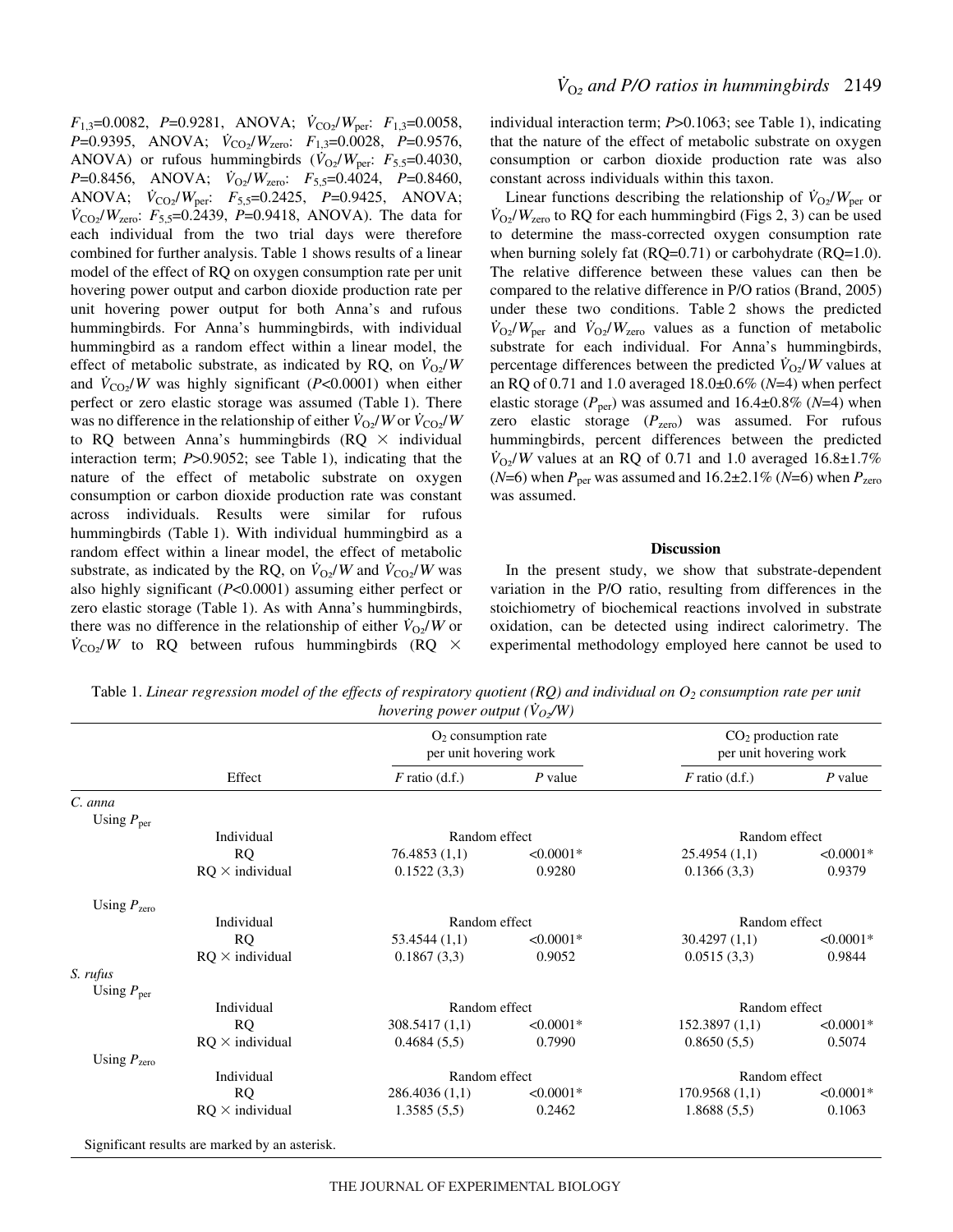$F_{1,3}$=0.0082, $P$=0.9281, ANOVA; $\dot{V}_{CO_2}/W_{per}$: $F_{1,3}$=0.0058, $P$=0.9395, ANOVA; $\dot{V}_{CO_2}/W_{zero}$: $F_{1,3}$=0.0028, $P$=0.9576, ANOVA) or rufous hummingbirds ($\dot{V}_{O_2}/W_{per}$: $F_{5,5}$=0.4030, $P$=0.8456, ANOVA; $\dot{V}_{O_2}/W_{zero}$: $F_{5,5}$=0.4024, $P$=0.8460, ANOVA; $\dot{V}_{CO_2}/W_{per}$: $F_{5,5}$=0.2425, $P$=0.9425, ANOVA; $\dot{V}_{CO_2}/W_{zero}$: $F_{5,5}$=0.2439, $P$=0.9418, ANOVA). The data for each individual from the two trial days were therefore combined for further analysis. Table 1 shows results of a linear model of the effect of RQ on oxygen consumption rate per unit hovering power output and carbon dioxide production rate per unit hovering power output for both Anna's and rufous hummingbirds. For Anna's hummingbirds, with individual hummingbird as a random effect within a linear model, the effect of metabolic substrate, as indicated by RQ, on $\dot{V}_{O_2}/W$ and $\dot{V}_{CO_2}/W$ was highly significant ($P$<0.0001) when either perfect or zero elastic storage was assumed (Table 1). There was no difference in the relationship of either $\dot{V}_{O_2}/W$ or $\dot{V}_{CO_2}/W$ to RQ between Anna's hummingbirds (RQ × individual interaction term; $P$>0.9052; see Table 1), indicating that the nature of the effect of metabolic substrate on oxygen consumption or carbon dioxide production rate was constant across individuals. Results were similar for rufous hummingbirds (Table 1). With individual hummingbird as a random effect within a linear model, the effect of metabolic substrate, as indicated by the RQ, on $\dot{V}_{O_2}/W$ and $\dot{V}_{CO_2}/W$ was also highly significant ($P$<0.0001) assuming either perfect or zero elastic storage (Table 1). As with Anna's hummingbirds, there was no difference in the relationship of either $\dot{V}_{O_2}/W$ or $\dot{V}_{CO_2}/W$ to RQ between rufous hummingbirds (RQ × individual interaction term; $P$>0.1063; see Table 1), indicating that the nature of the effect of metabolic substrate on oxygen consumption or carbon dioxide production rate was also constant across individuals within this taxon.

Linear functions describing the relationship of $\dot{V}_{O_2}/W_{per}$ or $\dot{V}_{O_2}/W_{zero}$ to RQ for each hummingbird (Figs 2, 3) can be used to determine the mass-corrected oxygen consumption rate when burning solely fat (RQ=0.71) or carbohydrate (RQ=1.0). The relative difference between these values can then be compared to the relative difference in P/O ratios (Brand, 2005) under these two conditions. Table 2 shows the predicted $\dot{V}_{O_2}/W_{per}$ and $\dot{V}_{O_2}/W_{zero}$ values as a function of metabolic substrate for each individual. For Anna's hummingbirds, percentage differences between the predicted $\dot{V}_{O_2}/W$ values at an RQ of 0.71 and 1.0 averaged 18.0±0.6% ($N$=4) when perfect elastic storage ($P_{per}$) was assumed and 16.4±0.8% ($N$=4) when zero elastic storage ($P_{zero}$) was assumed. For rufous hummingbirds, percent differences between the predicted $\dot{V}_{O_2}/W$ values at an RQ of 0.71 and 1.0 averaged 16.8±1.7% ($N$=6) when $P_{per}$ was assumed and 16.2±2.1% ($N$=6) when $P_{zero}$ was assumed.

## Discussion

In the present study, we show that substrate-dependent variation in the P/O ratio, resulting from differences in the stoichiometry of biochemical reactions involved in substrate oxidation, can be detected using indirect calorimetry. The experimental methodology employed here cannot be used to

Table 1. *Linear regression model of the effects of respiratory quotient (RQ) and individual on $O_2$ consumption rate per unit hovering power output ($\dot{V}_{O_2}/W$)*

| | Effect | $O_2$ consumption rate per unit hovering work | | $CO_2$ production rate per unit hovering work | |
|---|---|---|---|---|---|
| | | $F$ ratio (d.f.) | $P$ value | $F$ ratio (d.f.) | $P$ value |
| *C. anna* | | | | | |
| Using $P_{per}$ | | | | | |
| | Individual | Random effect | | Random effect | |
| | RQ | 76.4853 (1,1) | <0.0001* | 25.4954 (1,1) | <0.0001* |
| | RQ × individual | 0.1522 (3,3) | 0.9280 | 0.1366 (3,3) | 0.9379 |
| Using $P_{zero}$ | | | | | |
| | Individual | Random effect | | Random effect | |
| | RQ | 53.4544 (1,1) | <0.0001* | 30.4297 (1,1) | <0.0001* |
| | RQ × individual | 0.1867 (3,3) | 0.9052 | 0.0515 (3,3) | 0.9844 |
| *S. rufus* | | | | | |
| Using $P_{per}$ | | | | | |
| | Individual | Random effect | | Random effect | |
| | RQ | 308.5417 (1,1) | <0.0001* | 152.3897 (1,1) | <0.0001* |
| | RQ × individual | 0.4684 (5,5) | 0.7990 | 0.8650 (5,5) | 0.5074 |
| Using $P_{zero}$ | | | | | |
| | Individual | Random effect | | Random effect | |
| | RQ | 286.4036 (1,1) | <0.0001* | 170.9568 (1,1) | <0.0001* |
| | RQ × individual | 1.3585 (5,5) | 0.2462 | 1.8688 (5,5) | 0.1063 |

Significant results are marked by an asterisk.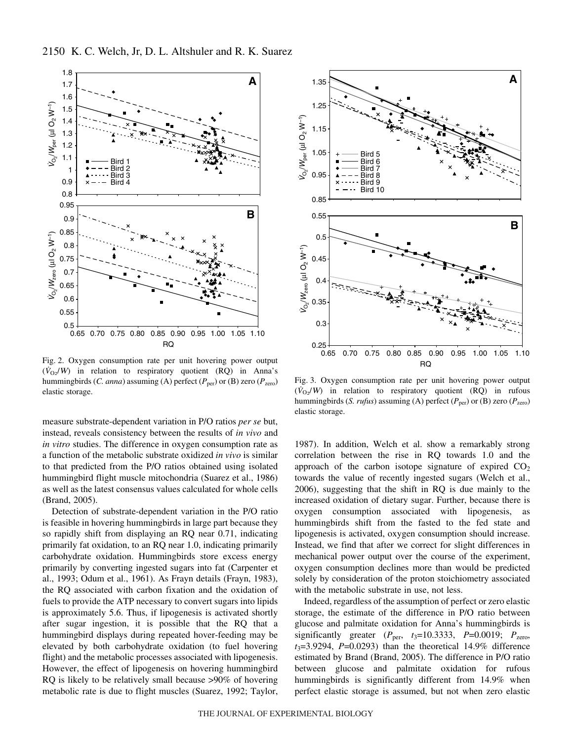Fig. 2. Oxygen consumption rate per unit hovering power output ($\dot{V}_{O_2}/W$) in relation to respiratory quotient (RQ) in Anna's hummingbirds (*C. anna*) assuming (A) perfect ($P_{per}$) or (B) zero ($P_{zero}$) elastic storage.

Fig. 3. Oxygen consumption rate per unit hovering power output ($\dot{V}_{O_2}/W$) in relation to respiratory quotient (RQ) in rufous hummingbirds (*S. rufus*) assuming (A) perfect ($P_{per}$) or (B) zero ($P_{zero}$) elastic storage.

measure substrate-dependent variation in P/O ratios *per se* but, instead, reveals consistency between the results of *in vivo* and *in vitro* studies. The difference in oxygen consumption rate as a function of the metabolic substrate oxidized *in vivo* is similar to that predicted from the P/O ratios obtained using isolated hummingbird flight muscle mitochondria (Suarez et al., 1986) as well as the latest consensus values calculated for whole cells (Brand, 2005).

Detection of substrate-dependent variation in the P/O ratio is feasible in hovering hummingbirds in large part because they so rapidly shift from displaying an RQ near 0.71, indicating primarily fat oxidation, to an RQ near 1.0, indicating primarily carbohydrate oxidation. Hummingbirds store excess energy primarily by converting ingested sugars into fat (Carpenter et al., 1993; Odum et al., 1961). As Frayn details (Frayn, 1983), the RQ associated with carbon fixation and the oxidation of fuels to provide the ATP necessary to convert sugars into lipids is approximately 5.6. Thus, if lipogenesis is activated shortly after sugar ingestion, it is possible that the RQ that a hummingbird displays during repeated hover-feeding may be elevated by both carbohydrate oxidation (to fuel hovering flight) and the metabolic processes associated with lipogenesis. However, the effect of lipogenesis on hovering hummingbird RQ is likely to be relatively small because >90% of hovering metabolic rate is due to flight muscles (Suarez, 1992; Taylor, 1987). In addition, Welch et al. show a remarkably strong correlation between the rise in RQ towards 1.0 and the approach of the carbon isotope signature of expired $CO_2$ towards the value of recently ingested sugars (Welch et al., 2006), suggesting that the shift in RQ is due mainly to the increased oxidation of dietary sugar. Further, because there is oxygen consumption associated with lipogenesis, as hummingbirds shift from the fasted to the fed state and lipogenesis is activated, oxygen consumption should increase. Instead, we find that after we correct for slight differences in mechanical power output over the course of the experiment, oxygen consumption declines more than would be predicted solely by consideration of the proton stoichiometry associated with the metabolic substrate in use, not less.

Indeed, regardless of the assumption of perfect or zero elastic storage, the estimate of the difference in P/O ratio between glucose and palmitate oxidation for Anna's hummingbirds is significantly greater ($P_{per}$, $t_3$=10.3333, $P$=0.0019; $P_{zero}$, $t_3$=3.9294, $P$=0.0293) than the theoretical 14.9% difference estimated by Brand (Brand, 2005). The difference in P/O ratio between glucose and palmitate oxidation for rufous hummingbirds is significantly different from 14.9% when perfect elastic storage is assumed, but not when zero elastic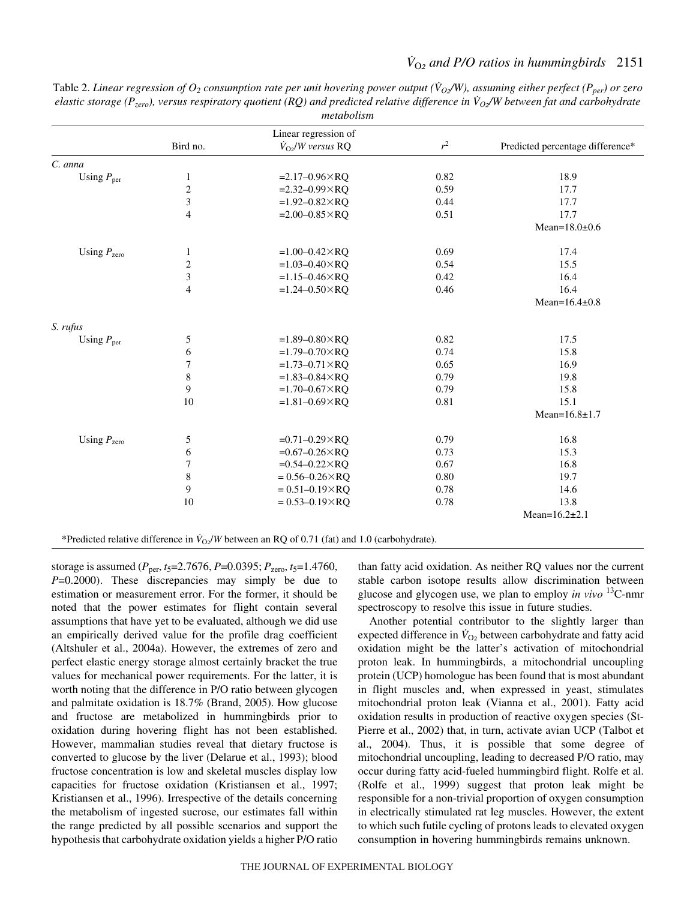Table 2. *Linear regression of $O_2$ consumption rate per unit hovering power output ($\dot{V}_{O_2}/W$), assuming either perfect ($P_{per}$) or zero elastic storage ($P_{zero}$), versus respiratory quotient (RQ) and predicted relative difference in $\dot{V}_{O_2}/W$ between fat and carbohydrate metabolism*

| | Bird no. | Linear regression of $\dot{V}_{O_2}/W$ *versus* RQ | $r^2$ | Predicted percentage difference* |
|---|---|---|---|---|
| *C. anna* | | | | |
| Using $P_{per}$ | 1 | =2.17–0.96×RQ | 0.82 | 18.9 |
| | 2 | =2.32–0.99×RQ | 0.59 | 17.7 |
| | 3 | =1.92–0.82×RQ | 0.44 | 17.7 |
| | 4 | =2.00–0.85×RQ | 0.51 | 17.7 |
| | | | | Mean=18.0±0.6 |
| Using $P_{zero}$ | 1 | =1.00–0.42×RQ | 0.69 | 17.4 |
| | 2 | =1.03–0.40×RQ | 0.54 | 15.5 |
| | 3 | =1.15–0.46×RQ | 0.42 | 16.4 |
| | 4 | =1.24–0.50×RQ | 0.46 | 16.4 |
| | | | | Mean=16.4±0.8 |
| *S. rufus* | | | | |
| Using $P_{per}$ | 5 | =1.89–0.80×RQ | 0.82 | 17.5 |
| | 6 | =1.79–0.70×RQ | 0.74 | 15.8 |
| | 7 | =1.73–0.71×RQ | 0.65 | 16.9 |
| | 8 | =1.83–0.84×RQ | 0.79 | 19.8 |
| | 9 | =1.70–0.67×RQ | 0.79 | 15.8 |
| | 10 | =1.81–0.69×RQ | 0.81 | 15.1 |
| | | | | Mean=16.8±1.7 |
| Using $P_{zero}$ | 5 | =0.71–0.29×RQ | 0.79 | 16.8 |
| | 6 | =0.67–0.26×RQ | 0.73 | 15.3 |
| | 7 | =0.54–0.22×RQ | 0.67 | 16.8 |
| | 8 | = 0.56–0.26×RQ | 0.80 | 19.7 |
| | 9 | = 0.51–0.19×RQ | 0.78 | 14.6 |
| | 10 | = 0.53–0.19×RQ | 0.78 | 13.8 |
| | | | | Mean=16.2±2.1 |

*Predicted relative difference in $\dot{V}_{O_2}/W$ between an RQ of 0.71 (fat) and 1.0 (carbohydrate).

storage is assumed ($P_{per}$, $t_5$=2.7676, $P$=0.0395; $P_{zero}$, $t_5$=1.4760, $P$=0.2000). These discrepancies may simply be due to estimation or measurement error. For the former, it should be noted that the power estimates for flight contain several assumptions that have yet to be evaluated, although we did use an empirically derived value for the profile drag coefficient (Altshuler et al., 2004a). However, the extremes of zero and perfect elastic energy storage almost certainly bracket the true values for mechanical power requirements. For the latter, it is worth noting that the difference in P/O ratio between glycogen and palmitate oxidation is 18.7% (Brand, 2005). How glucose and fructose are metabolized in hummingbirds prior to oxidation during hovering flight has not been established. However, mammalian studies reveal that dietary fructose is converted to glucose by the liver (Delarue et al., 1993); blood fructose concentration is low and skeletal muscles display low capacities for fructose oxidation (Kristiansen et al., 1997; Kristiansen et al., 1996). Irrespective of the details concerning the metabolism of ingested sucrose, our estimates fall within the range predicted by all possible scenarios and support the hypothesis that carbohydrate oxidation yields a higher P/O ratio than fatty acid oxidation. As neither RQ values nor the current stable carbon isotope results allow discrimination between glucose and glycogen use, we plan to employ *in vivo* $^{13}$C-nmr spectroscopy to resolve this issue in future studies.

Another potential contributor to the slightly larger than expected difference in $\dot{V}_{O_2}$ between carbohydrate and fatty acid oxidation might be the latter's activation of mitochondrial proton leak. In hummingbirds, a mitochondrial uncoupling protein (UCP) homologue has been found that is most abundant in flight muscles and, when expressed in yeast, stimulates mitochondrial proton leak (Vianna et al., 2001). Fatty acid oxidation results in production of reactive oxygen species (St-Pierre et al., 2002) that, in turn, activate avian UCP (Talbot et al., 2004). Thus, it is possible that some degree of mitochondrial uncoupling, leading to decreased P/O ratio, may occur during fatty acid-fueled hummingbird flight. Rolfe et al. (Rolfe et al., 1999) suggest that proton leak might be responsible for a non-trivial proportion of oxygen consumption in electrically stimulated rat leg muscles. However, the extent to which such futile cycling of protons leads to elevated oxygen consumption in hovering hummingbirds remains unknown.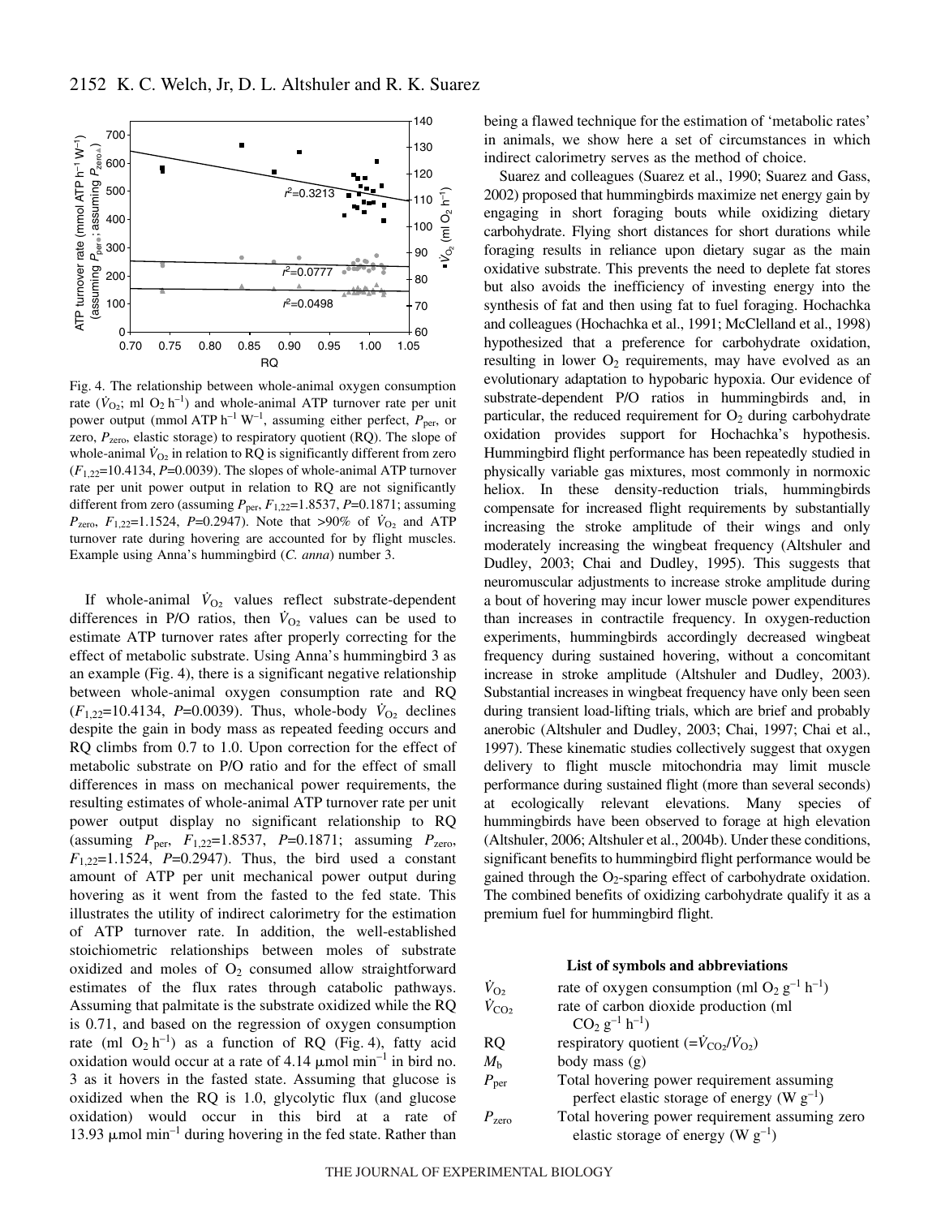Fig. 4. The relationship between whole-animal oxygen consumption rate ($\dot{V}_{O_2}$; ml $O_2$ $h^{-1}$) and whole-animal ATP turnover rate per unit power output (mmol ATP $h^{-1}$ $W^{-1}$, assuming either perfect, $P_{per}$, or zero, $P_{zero}$, elastic storage) to respiratory quotient (RQ). The slope of whole-animal $\dot{V}_{O_2}$ in relation to RQ is significantly different from zero ($F_{1,22}$=10.4134, $P$=0.0039). The slopes of whole-animal ATP turnover rate per unit power output in relation to RQ are not significantly different from zero (assuming $P_{per}$, $F_{1,22}$=1.8537, $P$=0.1871; assuming $P_{zero}$, $F_{1,22}$=1.1524, $P$=0.2947). Note that >90% of $\dot{V}_{O_2}$ and ATP turnover rate during hovering are accounted for by flight muscles. Example using Anna's hummingbird (*C. anna*) number 3.

If whole-animal $\dot{V}_{O_2}$ values reflect substrate-dependent differences in P/O ratios, then $\dot{V}_{O_2}$ values can be used to estimate ATP turnover rates after properly correcting for the effect of metabolic substrate. Using Anna's hummingbird 3 as an example (Fig. 4), there is a significant negative relationship between whole-animal oxygen consumption rate and RQ ($F_{1,22}$=10.4134, $P$=0.0039). Thus, whole-body $\dot{V}_{O_2}$ declines despite the gain in body mass as repeated feeding occurs and RQ climbs from 0.7 to 1.0. Upon correction for the effect of metabolic substrate on P/O ratio and for the effect of small differences in mass on mechanical power requirements, the resulting estimates of whole-animal ATP turnover rate per unit power output display no significant relationship to RQ (assuming $P_{per}$, $F_{1,22}$=1.8537, $P$=0.1871; assuming $P_{zero}$, $F_{1,22}$=1.1524, $P$=0.2947). Thus, the bird used a constant amount of ATP per unit mechanical power output during hovering as it went from the fasted to the fed state. This illustrates the utility of indirect calorimetry for the estimation of ATP turnover rate. In addition, the well-established stoichiometric relationships between moles of substrate oxidized and moles of $O_2$ consumed allow straightforward estimates of the flux rates through catabolic pathways. Assuming that palmitate is the substrate oxidized while the RQ is 0.71, and based on the regression of oxygen consumption rate (ml $O_2$ $h^{-1}$) as a function of RQ (Fig. 4), fatty acid oxidation would occur at a rate of 4.14 μmol $min^{-1}$ in bird no. 3 as it hovers in the fasted state. Assuming that glucose is oxidized when the RQ is 1.0, glycolytic flux (and glucose oxidation) would occur in this bird at a rate of 13.93 μmol $min^{-1}$ during hovering in the fed state. Rather than being a flawed technique for the estimation of 'metabolic rates' in animals, we show here a set of circumstances in which indirect calorimetry serves as the method of choice.

Suarez and colleagues (Suarez et al., 1990; Suarez and Gass, 2002) proposed that hummingbirds maximize net energy gain by engaging in short foraging bouts while oxidizing dietary carbohydrate. Flying short distances for short durations while foraging results in reliance upon dietary sugar as the main oxidative substrate. This prevents the need to deplete fat stores but also avoids the inefficiency of investing energy into the synthesis of fat and then using fat to fuel foraging. Hochachka and colleagues (Hochachka et al., 1991; McClelland et al., 1998) hypothesized that a preference for carbohydrate oxidation, resulting in lower $O_2$ requirements, may have evolved as an evolutionary adaptation to hypobaric hypoxia. Our evidence of substrate-dependent P/O ratios in hummingbirds and, in particular, the reduced requirement for $O_2$ during carbohydrate oxidation provides support for Hochachka's hypothesis. Hummingbird flight performance has been repeatedly studied in physically variable gas mixtures, most commonly in normoxic heliox. In these density-reduction trials, hummingbirds compensate for increased flight requirements by substantially increasing the stroke amplitude of their wings and only moderately increasing the wingbeat frequency (Altshuler and Dudley, 2003; Chai and Dudley, 1995). This suggests that neuromuscular adjustments to increase stroke amplitude during a bout of hovering may incur lower muscle power expenditures than increases in contractile frequency. In oxygen-reduction experiments, hummingbirds accordingly decreased wingbeat frequency during sustained hovering, without a concomitant increase in stroke amplitude (Altshuler and Dudley, 2003). Substantial increases in wingbeat frequency have only been seen during transient load-lifting trials, which are brief and probably anerobic (Altshuler and Dudley, 2003; Chai, 1997; Chai et al., 1997). These kinematic studies collectively suggest that oxygen delivery to flight muscle mitochondria may limit muscle performance during sustained flight (more than several seconds) at ecologically relevant elevations. Many species of hummingbirds have been observed to forage at high elevation (Altshuler, 2006; Altshuler et al., 2004b). Under these conditions, significant benefits to hummingbird flight performance would be gained through the $O_2$-sparing effect of carbohydrate oxidation. The combined benefits of oxidizing carbohydrate qualify it as a premium fuel for hummingbird flight.

### List of symbols and abbreviations

| | |
|---|---|
| $\dot{V}_{O_2}$ | rate of oxygen consumption (ml $O_2$ $g^{-1}$ $h^{-1}$) |
| $\dot{V}_{CO_2}$ | rate of carbon dioxide production (ml $CO_2$ $g^{-1}$ $h^{-1}$) |
| RQ | respiratory quotient (=$\dot{V}_{CO_2}/\dot{V}_{O_2}$) |
| $M_b$ | body mass (g) |
| $P_{per}$ | Total hovering power requirement assuming perfect elastic storage of energy (W $g^{-1}$) |
| $P_{zero}$ | Total hovering power requirement assuming zero elastic storage of energy (W $g^{-1}$) |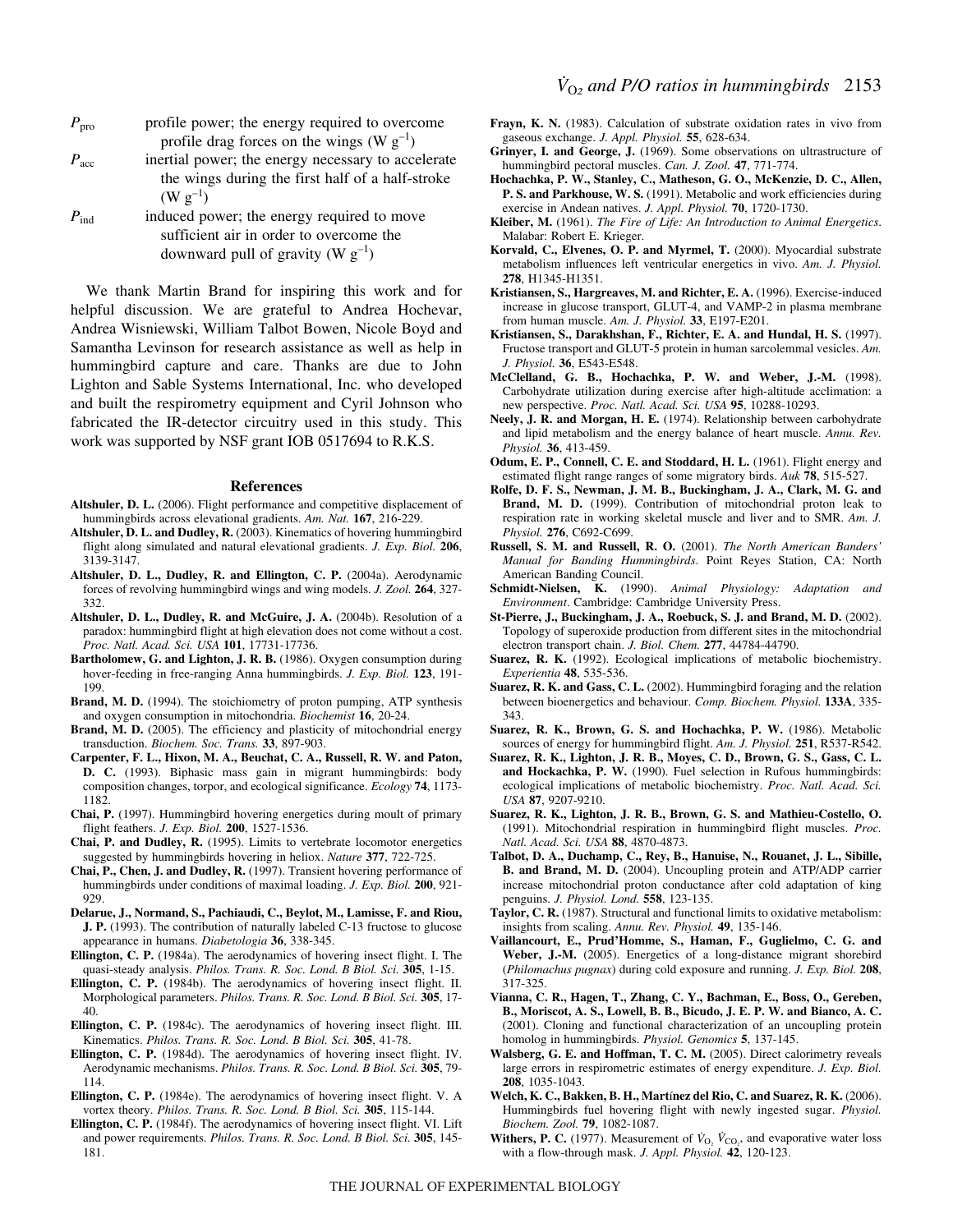| | |
|---|---|
| $P_{pro}$ | profile power; the energy required to overcome profile drag forces on the wings (W g$^{-1}$) |
| $P_{acc}$ | inertial power; the energy necessary to accelerate the wings during the first half of a half-stroke (W g$^{-1}$) |
| $P_{ind}$ | induced power; the energy required to move sufficient air in order to overcome the downward pull of gravity (W g$^{-1}$) |

We thank Martin Brand for inspiring this work and for helpful discussion. We are grateful to Andrea Hochevar, Andrea Wisniewski, William Talbot Bowen, Nicole Boyd and Samantha Levinson for research assistance as well as help in hummingbird capture and care. Thanks are due to John Lighton and Sable Systems International, Inc. who developed and built the respirometry equipment and Cyril Johnson who fabricated the IR-detector circuitry used in this study. This work was supported by NSF grant IOB 0517694 to R.K.S.

## References

**Altshuler, D. L.** (2006). Flight performance and competitive displacement of hummingbirds across elevational gradients. *Am. Nat.* **167**, 216-229.

**Altshuler, D. L. and Dudley, R.** (2003). Kinematics of hovering hummingbird flight along simulated and natural elevational gradients. *J. Exp. Biol.* **206**, 3139-3147.

**Altshuler, D. L., Dudley, R. and Ellington, C. P.** (2004a). Aerodynamic forces of revolving hummingbird wings and wing models. *J. Zool.* **264**, 327-332.

**Altshuler, D. L., Dudley, R. and McGuire, J. A.** (2004b). Resolution of a paradox: hummingbird flight at high elevation does not come without a cost. *Proc. Natl. Acad. Sci. USA* **101**, 17731-17736.

**Bartholomew, G. and Lighton, J. R. B.** (1986). Oxygen consumption during hover-feeding in free-ranging Anna hummingbirds. *J. Exp. Biol.* **123**, 191-199.

**Brand, M. D.** (1994). The stoichiometry of proton pumping, ATP synthesis and oxygen consumption in mitochondria. *Biochemist* **16**, 20-24.

**Brand, M. D.** (2005). The efficiency and plasticity of mitochondrial energy transduction. *Biochem. Soc. Trans.* **33**, 897-903.

**Carpenter, F. L., Hixon, M. A., Beuchat, C. A., Russell, R. W. and Paton, D. C.** (1993). Biphasic mass gain in migrant hummingbirds: body composition changes, torpor, and ecological significance. *Ecology* **74**, 1173-1182.

**Chai, P.** (1997). Hummingbird hovering energetics during moult of primary flight feathers. *J. Exp. Biol.* **200**, 1527-1536.

**Chai, P. and Dudley, R.** (1995). Limits to vertebrate locomotor energetics suggested by hummingbirds hovering in heliox. *Nature* **377**, 722-725.

**Chai, P., Chen, J. and Dudley, R.** (1997). Transient hovering performance of hummingbirds under conditions of maximal loading. *J. Exp. Biol.* **200**, 921-929.

**Delarue, J., Normand, S., Pachiaudi, C., Beylot, M., Lamisse, F. and Riou, J. P.** (1993). The contribution of naturally labeled C-13 fructose to glucose appearance in humans. *Diabetologia* **36**, 338-345.

**Ellington, C. P.** (1984a). The aerodynamics of hovering insect flight. I. The quasi-steady analysis. *Philos. Trans. R. Soc. Lond. B Biol. Sci.* **305**, 1-15.

**Ellington, C. P.** (1984b). The aerodynamics of hovering insect flight. II. Morphological parameters. *Philos. Trans. R. Soc. Lond. B Biol. Sci.* **305**, 17-40.

**Ellington, C. P.** (1984c). The aerodynamics of hovering insect flight. III. Kinematics. *Philos. Trans. R. Soc. Lond. B Biol. Sci.* **305**, 41-78.

**Ellington, C. P.** (1984d). The aerodynamics of hovering insect flight. IV. Aerodynamic mechanisms. *Philos. Trans. R. Soc. Lond. B Biol. Sci.* **305**, 79-114.

**Ellington, C. P.** (1984e). The aerodynamics of hovering insect flight. V. A vortex theory. *Philos. Trans. R. Soc. Lond. B Biol. Sci.* **305**, 115-144.

**Ellington, C. P.** (1984f). The aerodynamics of hovering insect flight. VI. Lift and power requirements. *Philos. Trans. R. Soc. Lond. B Biol. Sci.* **305**, 145-181.

**Frayn, K. N.** (1983). Calculation of substrate oxidation rates in vivo from gaseous exchange. *J. Appl. Physiol.* **55**, 628-634.

**Grinyer, I. and George, J.** (1969). Some observations on ultrastructure of hummingbird pectoral muscles. *Can. J. Zool.* **47**, 771-774.

**Hochachka, P. W., Stanley, C., Matheson, G. O., McKenzie, D. C., Allen, P. S. and Parkhouse, W. S.** (1991). Metabolic and work efficiencies during exercise in Andean natives. *J. Appl. Physiol.* **70**, 1720-1730.

**Kleiber, M.** (1961). *The Fire of Life: An Introduction to Animal Energetics*. Malabar: Robert E. Krieger.

**Korvald, C., Elvenes, O. P. and Myrmel, T.** (2000). Myocardial substrate metabolism influences left ventricular energetics in vivo. *Am. J. Physiol.* **278**, H1345-H1351.

**Kristiansen, S., Hargreaves, M. and Richter, E. A.** (1996). Exercise-induced increase in glucose transport, GLUT-4, and VAMP-2 in plasma membrane from human muscle. *Am. J. Physiol.* **33**, E197-E201.

**Kristiansen, S., Darakhshan, F., Richter, E. A. and Hundal, H. S.** (1997). Fructose transport and GLUT-5 protein in human sarcolemmal vesicles. *Am. J. Physiol.* **36**, E543-E548.

**McClelland, G. B., Hochachka, P. W. and Weber, J.-M.** (1998). Carbohydrate utilization during exercise after high-altitude acclimation: a new perspective. *Proc. Natl. Acad. Sci. USA* **95**, 10288-10293.

**Neely, J. R. and Morgan, H. E.** (1974). Relationship between carbohydrate and lipid metabolism and the energy balance of heart muscle. *Annu. Rev. Physiol.* **36**, 413-459.

**Odum, E. P., Connell, C. E. and Stoddard, H. L.** (1961). Flight energy and estimated flight range ranges of some migratory birds. *Auk* **78**, 515-527.

**Rolfe, D. F. S., Newman, J. M. B., Buckingham, J. A., Clark, M. G. and Brand, M. D.** (1999). Contribution of mitochondrial proton leak to respiration rate in working skeletal muscle and liver and to SMR. *Am. J. Physiol.* **276**, C692-C699.

**Russell, S. M. and Russell, R. O.** (2001). *The North American Banders' Manual for Banding Hummingbirds*. Point Reyes Station, CA: North American Banding Council.

**Schmidt-Nielsen, K.** (1990). *Animal Physiology: Adaptation and Environment*. Cambridge: Cambridge University Press.

**St-Pierre, J., Buckingham, J. A., Roebuck, S. J. and Brand, M. D.** (2002). Topology of superoxide production from different sites in the mitochondrial electron transport chain. *J. Biol. Chem.* **277**, 44784-44790.

**Suarez, R. K.** (1992). Ecological implications of metabolic biochemistry. *Experientia* **48**, 535-536.

**Suarez, R. K. and Gass, C. L.** (2002). Hummingbird foraging and the relation between bioenergetics and behaviour. *Comp. Biochem. Physiol.* **133A**, 335-343.

**Suarez, R. K., Brown, G. S. and Hochachka, P. W.** (1986). Metabolic sources of energy for hummingbird flight. *Am. J. Physiol.* **251**, R537-R542.

**Suarez, R. K., Lighton, J. R. B., Moyes, C. D., Brown, G. S., Gass, C. L. and Hockachka, P. W.** (1990). Fuel selection in Rufous hummingbirds: ecological implications of metabolic biochemistry. *Proc. Natl. Acad. Sci. USA* **87**, 9207-9210.

**Suarez, R. K., Lighton, J. R. B., Brown, G. S. and Mathieu-Costello, O.** (1991). Mitochondrial respiration in hummingbird flight muscles. *Proc. Natl. Acad. Sci. USA* **88**, 4870-4873.

**Talbot, D. A., Duchamp, C., Rey, B., Hanuise, N., Rouanet, J. L., Sibille, B. and Brand, M. D.** (2004). Uncoupling protein and ATP/ADP carrier increase mitochondrial proton conductance after cold adaptation of king penguins. *J. Physiol. Lond.* **558**, 123-135.

**Taylor, C. R.** (1987). Structural and functional limits to oxidative metabolism: insights from scaling. *Annu. Rev. Physiol.* **49**, 135-146.

**Vaillancourt, E., Prud'Homme, S., Haman, F., Guglielmo, C. G. and Weber, J.-M.** (2005). Energetics of a long-distance migrant shorebird (*Philomachus pugnax*) during cold exposure and running. *J. Exp. Biol.* **208**, 317-325.

**Vianna, C. R., Hagen, T., Zhang, C. Y., Bachman, E., Boss, O., Gereben, B., Moriscot, A. S., Lowell, B. B., Bicudo, J. E. P. W. and Bianco, A. C.** (2001). Cloning and functional characterization of an uncoupling protein homolog in hummingbirds. *Physiol. Genomics* **5**, 137-145.

**Walsberg, G. E. and Hoffman, T. C. M.** (2005). Direct calorimetry reveals large errors in respirometric estimates of energy expenditure. *J. Exp. Biol.* **208**, 1035-1043.

**Welch, K. C., Bakken, B. H., Martínez del Rio, C. and Suarez, R. K.** (2006). Hummingbirds fuel hovering flight with newly ingested sugar. *Physiol. Biochem. Zool.* **79**, 1082-1087.

**Withers, P. C.** (1977). Measurement of $\dot{V}_{O_2}$, $\dot{V}_{CO_2}$, and evaporative water loss with a flow-through mask. *J. Appl. Physiol.* **42**, 120-123.